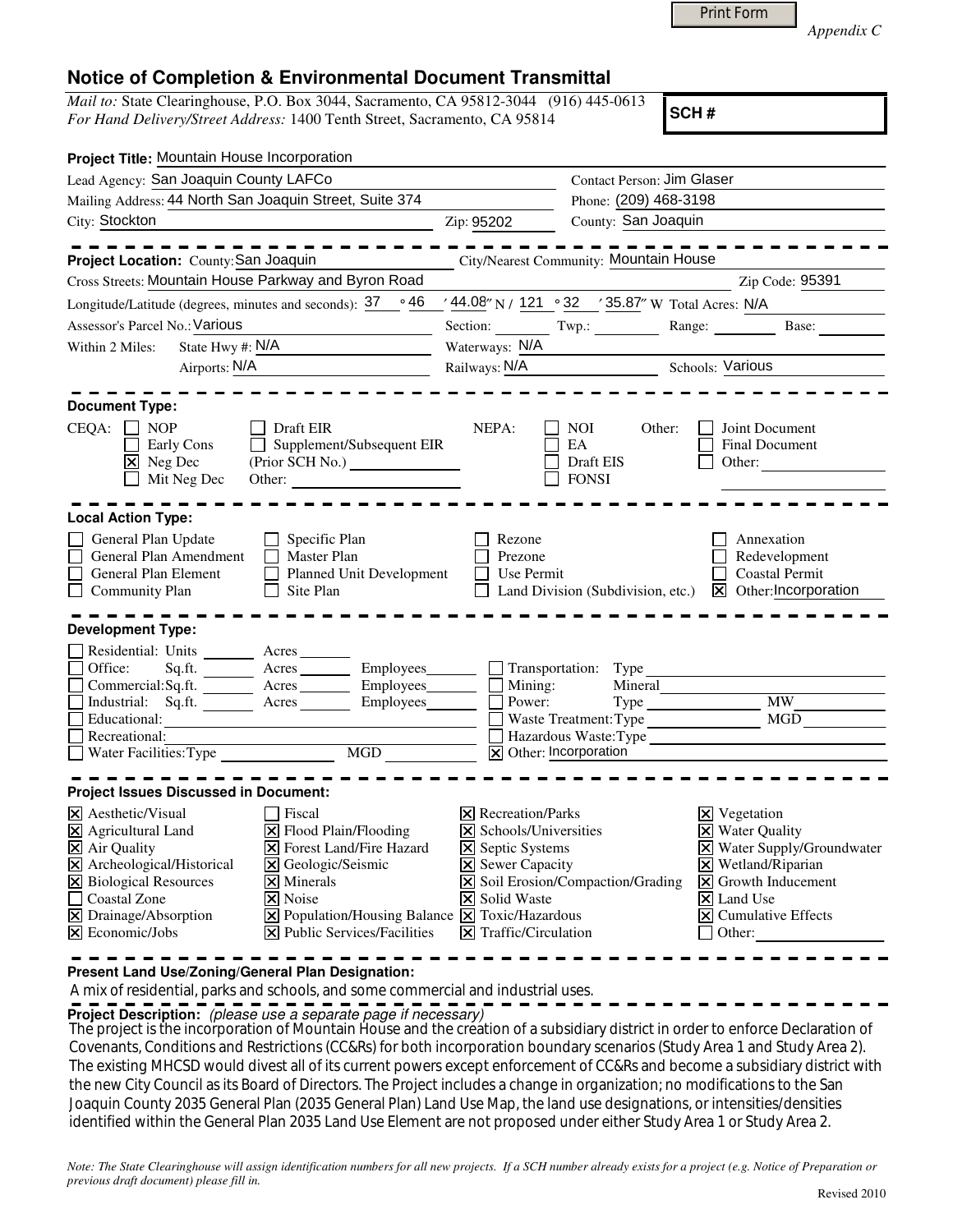*Appendix C*

# Notice of Completion & Environmental Document Transmittal

*Mail to:* State Clearinghouse, P.O. Box 3044, Sacramento, CA 95812-3044 (916) 445-0613
*For Hand Delivery/Street Address:* 1400 Tenth Street, Sacramento, CA 95814

**SCH #**

**Project Title:** Mountain House Incorporation

Lead Agency: San Joaquin County LAFCo
Contact Person: Jim Glaser
Mailing Address: 44 North San Joaquin Street, Suite 374
Phone: (209) 468-3198
City: Stockton
Zip: 95202
County: San Joaquin

**Project Location:** County: San Joaquin
City/Nearest Community: Mountain House
Cross Streets: Mountain House Parkway and Byron Road
Zip Code: 95391
Longitude/Latitude (degrees, minutes and seconds): 37 ° 46 ′ 44.08″ N / 121 ° 32 ′ 35.87″ W Total Acres: N/A
Assessor's Parcel No.: Various
Section: Twp.: Range: Base:
Within 2 Miles: State Hwy #: N/A
Waterways: N/A
Airports: N/A
Railways: N/A
Schools: Various

**Document Type:**

CEQA:
- [ ] NOP
- [ ] Early Cons
- [x] Neg Dec
- [ ] Mit Neg Dec
- [ ] Draft EIR
- [ ] Supplement/Subsequent EIR (Prior SCH No.)
- Other:

NEPA:
- [ ] NOI
- [ ] EA
- [ ] Draft EIS
- [ ] FONSI

Other:
- [ ] Joint Document
- [ ] Final Document
- [ ] Other:

**Local Action Type:**

- [ ] General Plan Update
- [ ] General Plan Amendment
- [ ] General Plan Element
- [ ] Community Plan
- [ ] Specific Plan
- [ ] Master Plan
- [ ] Planned Unit Development
- [ ] Site Plan
- [ ] Rezone
- [ ] Prezone
- [ ] Use Permit
- [ ] Land Division (Subdivision, etc.)
- [ ] Annexation
- [ ] Redevelopment
- [ ] Coastal Permit
- [x] Other: Incorporation

**Development Type:**

- [ ] Residential: Units Acres
- [ ] Office: Sq.ft. Acres Employees
- [ ] Commercial: Sq.ft. Acres Employees
- [ ] Industrial: Sq.ft. Acres Employees
- [ ] Educational:
- [ ] Recreational:
- [ ] Water Facilities: Type MGD
- [ ] Transportation: Type
- [ ] Mining: Mineral
- [ ] Power: Type MW
- [ ] Waste Treatment: Type MGD
- [ ] Hazardous Waste: Type
- [x] Other: Incorporation

**Project Issues Discussed in Document:**

- [x] Aesthetic/Visual
- [x] Agricultural Land
- [x] Air Quality
- [x] Archeological/Historical
- [x] Biological Resources
- [ ] Coastal Zone
- [x] Drainage/Absorption
- [x] Economic/Jobs
- [ ] Fiscal
- [x] Flood Plain/Flooding
- [x] Forest Land/Fire Hazard
- [x] Geologic/Seismic
- [x] Minerals
- [x] Noise
- [x] Population/Housing Balance
- [x] Public Services/Facilities
- [x] Recreation/Parks
- [x] Schools/Universities
- [x] Septic Systems
- [x] Sewer Capacity
- [x] Soil Erosion/Compaction/Grading
- [x] Solid Waste
- [x] Toxic/Hazardous
- [x] Traffic/Circulation
- [x] Vegetation
- [x] Water Quality
- [x] Water Supply/Groundwater
- [x] Wetland/Riparian
- [x] Growth Inducement
- [x] Land Use
- [x] Cumulative Effects
- [ ] Other:

**Present Land Use/Zoning/General Plan Designation:**

A mix of residential, parks and schools, and some commercial and industrial uses.

**Project Description:** *(please use a separate page if necessary)*

The project is the incorporation of Mountain House and the creation of a subsidiary district in order to enforce Declaration of Covenants, Conditions and Restrictions (CC&Rs) for both incorporation boundary scenarios (Study Area 1 and Study Area 2). The existing MHCSD would divest all of its current powers except enforcement of CC&Rs and become a subsidiary district with the new City Council as its Board of Directors. The Project includes a change in organization; no modifications to the San Joaquin County 2035 General Plan (2035 General Plan) Land Use Map, the land use designations, or intensities/densities identified within the General Plan 2035 Land Use Element are not proposed under either Study Area 1 or Study Area 2.

*Note: The State Clearinghouse will assign identification numbers for all new projects. If a SCH number already exists for a project (e.g. Notice of Preparation or previous draft document) please fill in.*

Revised 2010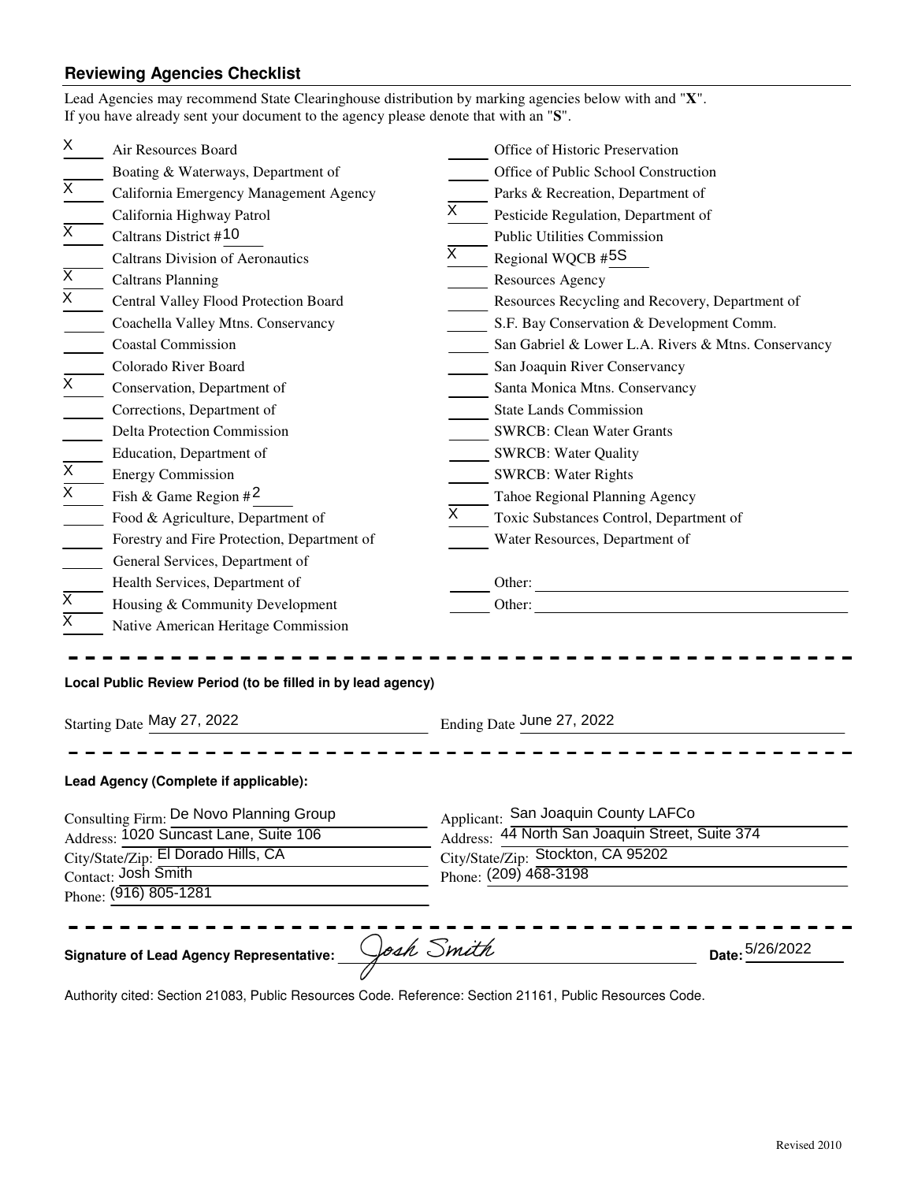## Reviewing Agencies Checklist

Lead Agencies may recommend State Clearinghouse distribution by marking agencies below with and "**X**".
If you have already sent your document to the agency please denote that with an "**S**".

| | | | |
|---|---|---|---|
| X | Air Resources Board | | Office of Historic Preservation |
| | Boating & Waterways, Department of | | Office of Public School Construction |
| X | California Emergency Management Agency | | Parks & Recreation, Department of |
| | California Highway Patrol | X | Pesticide Regulation, Department of |
| X | Caltrans District # 10 | | Public Utilities Commission |
| | Caltrans Division of Aeronautics | X | Regional WQCB # 5S |
| X | Caltrans Planning | | Resources Agency |
| X | Central Valley Flood Protection Board | | Resources Recycling and Recovery, Department of |
| | Coachella Valley Mtns. Conservancy | | S.F. Bay Conservation & Development Comm. |
| | Coastal Commission | | San Gabriel & Lower L.A. Rivers & Mtns. Conservancy |
| | Colorado River Board | | San Joaquin River Conservancy |
| X | Conservation, Department of | | Santa Monica Mtns. Conservancy |
| | Corrections, Department of | | State Lands Commission |
| | Delta Protection Commission | | SWRCB: Clean Water Grants |
| | Education, Department of | | SWRCB: Water Quality |
| X | Energy Commission | | SWRCB: Water Rights |
| X | Fish & Game Region # 2 | | Tahoe Regional Planning Agency |
| | Food & Agriculture, Department of | X | Toxic Substances Control, Department of |
| | Forestry and Fire Protection, Department of | | Water Resources, Department of |
| | General Services, Department of | | |
| | Health Services, Department of | | Other: |
| X | Housing & Community Development | | Other: |
| X | Native American Heritage Commission | | |

---

**Local Public Review Period (to be filled in by lead agency)**

Starting Date May 27, 2022 Ending Date June 27, 2022

---

**Lead Agency (Complete if applicable):**

Consulting Firm: De Novo Planning Group
Address: 1020 Suncast Lane, Suite 106
City/State/Zip: El Dorado Hills, CA
Contact: Josh Smith
Phone: (916) 805-1281

Applicant: San Joaquin County LAFCo
Address: 44 North San Joaquin Street, Suite 374
City/State/Zip: Stockton, CA 95202
Phone: (209) 468-3198

---

**Signature of Lead Agency Representative:** Josh Smith **Date:** 5/26/2022

Authority cited: Section 21083, Public Resources Code. Reference: Section 21161, Public Resources Code.

Revised 2010